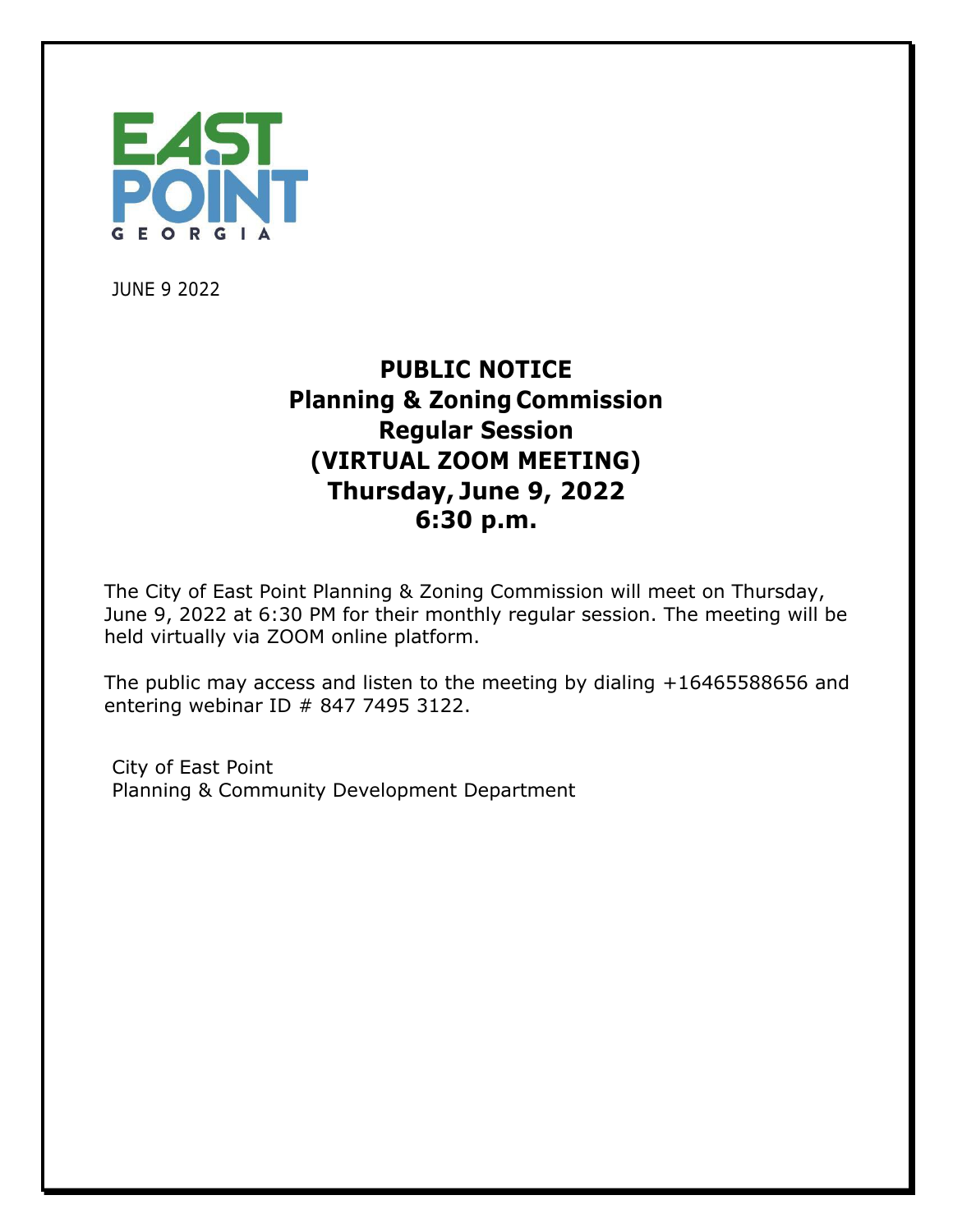EAST POINT
GEORGIA

JUNE 9 2022

# PUBLIC NOTICE
## Planning & Zoning Commission
## Regular Session
## (VIRTUAL ZOOM MEETING)
## Thursday, June 9, 2022
## 6:30 p.m.

The City of East Point Planning & Zoning Commission will meet on Thursday, June 9, 2022 at 6:30 PM for their monthly regular session. The meeting will be held virtually via ZOOM online platform.

The public may access and listen to the meeting by dialing +16465588656 and entering webinar ID # 847 7495 3122.

City of East Point
Planning & Community Development Department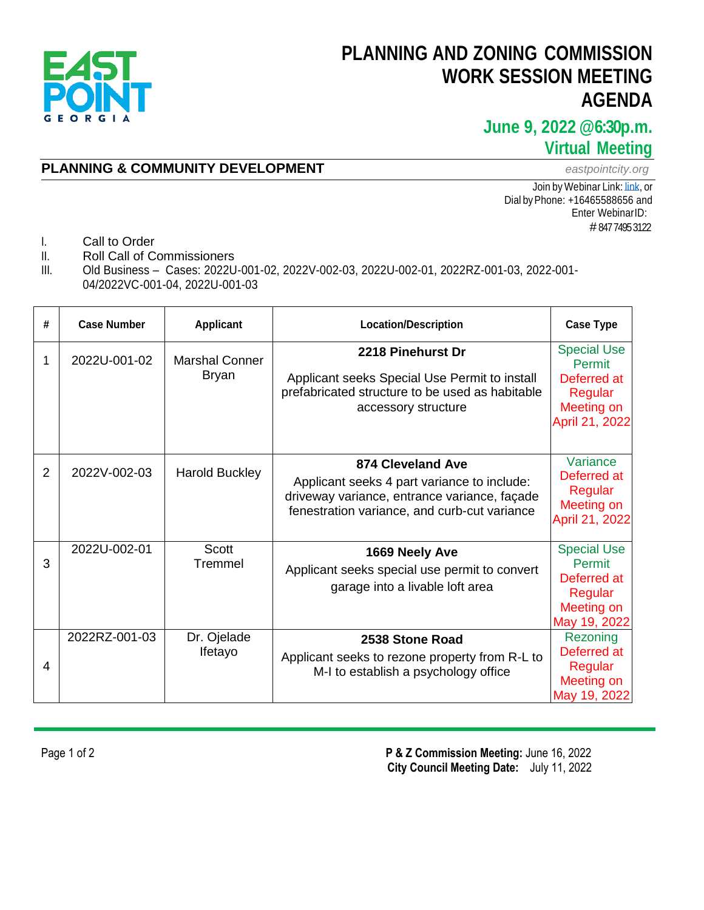# PLANNING AND ZONING COMMISSION WORK SESSION MEETING AGENDA

## June 9, 2022 @6:30p.m.
## Virtual Meeting

**PLANNING & COMMUNITY DEVELOPMENT**

*eastpointcity.org*

Join by Webinar Link: link, or
Dial by Phone: +16465588656 and
Enter Webinar ID:
# 847 7495 3122

I. Call to Order
II. Roll Call of Commissioners
III. Old Business – Cases: 2022U-001-02, 2022V-002-03, 2022U-002-01, 2022RZ-001-03, 2022-001-04/2022VC-001-04, 2022U-001-03

| # | Case Number | Applicant | Location/Description | Case Type |
|---|---|---|---|---|
| 1 | 2022U-001-02 | Marshal Conner Bryan | **2218 Pinehurst Dr**<br>Applicant seeks Special Use Permit to install prefabricated structure to be used as habitable accessory structure | Special Use Permit Deferred at Regular Meeting on April 21, 2022 |
| 2 | 2022V-002-03 | Harold Buckley | **874 Cleveland Ave**<br>Applicant seeks 4 part variance to include: driveway variance, entrance variance, façade fenestration variance, and curb-cut variance | Variance Deferred at Regular Meeting on April 21, 2022 |
| 3 | 2022U-002-01 | Scott Tremmel | **1669 Neely Ave**<br>Applicant seeks special use permit to convert garage into a livable loft area | Special Use Permit Deferred at Regular Meeting on May 19, 2022 |
| 4 | 2022RZ-001-03 | Dr. Ojelade Ifetayo | **2538 Stone Road**<br>Applicant seeks to rezone property from R-L to M-I to establish a psychology office | Rezoning Deferred at Regular Meeting on May 19, 2022 |

**P & Z Commission Meeting:** June 16, 2022
**City Council Meeting Date:** July 11, 2022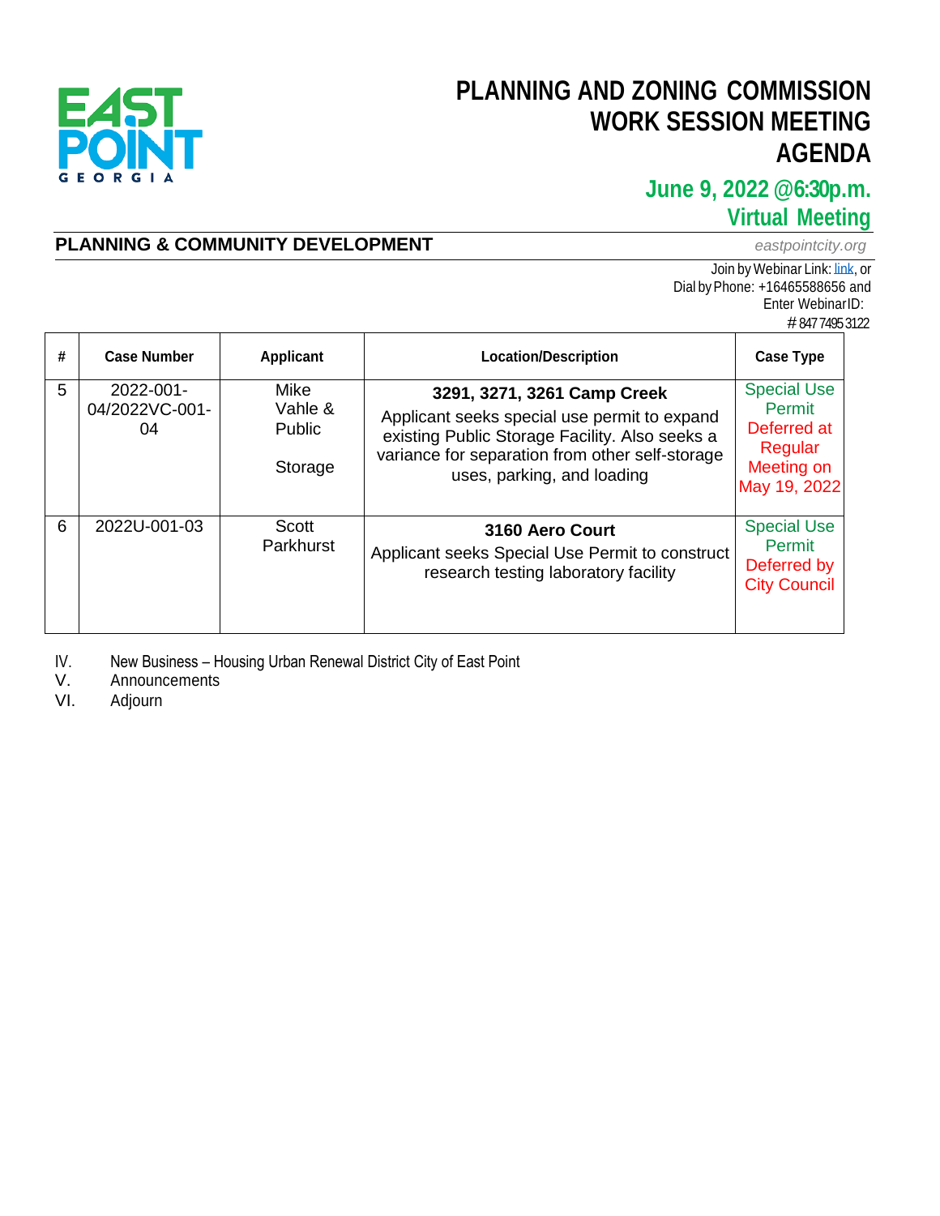# PLANNING AND ZONING COMMISSION WORK SESSION MEETING AGENDA

## June 9, 2022 @6:30p.m.
## Virtual Meeting

**PLANNING & COMMUNITY DEVELOPMENT**

*eastpointcity.org*

Join by Webinar Link: link, or Dial by Phone: +16465588656 and Enter Webinar ID: # 847 7495 3122

| # | Case Number | Applicant | Location/Description | Case Type |
|---|---|---|---|---|
| 5 | 2022-001-04/2022VC-001-04 | Mike Vahle & Public Storage | **3291, 3271, 3261 Camp Creek** Applicant seeks special use permit to expand existing Public Storage Facility. Also seeks a variance for separation from other self-storage uses, parking, and loading | Special Use Permit Deferred at Regular Meeting on May 19, 2022 |
| 6 | 2022U-001-03 | Scott Parkhurst | **3160 Aero Court** Applicant seeks Special Use Permit to construct research testing laboratory facility | Special Use Permit Deferred by City Council |

IV. New Business – Housing Urban Renewal District City of East Point

V. Announcements

VI. Adjourn